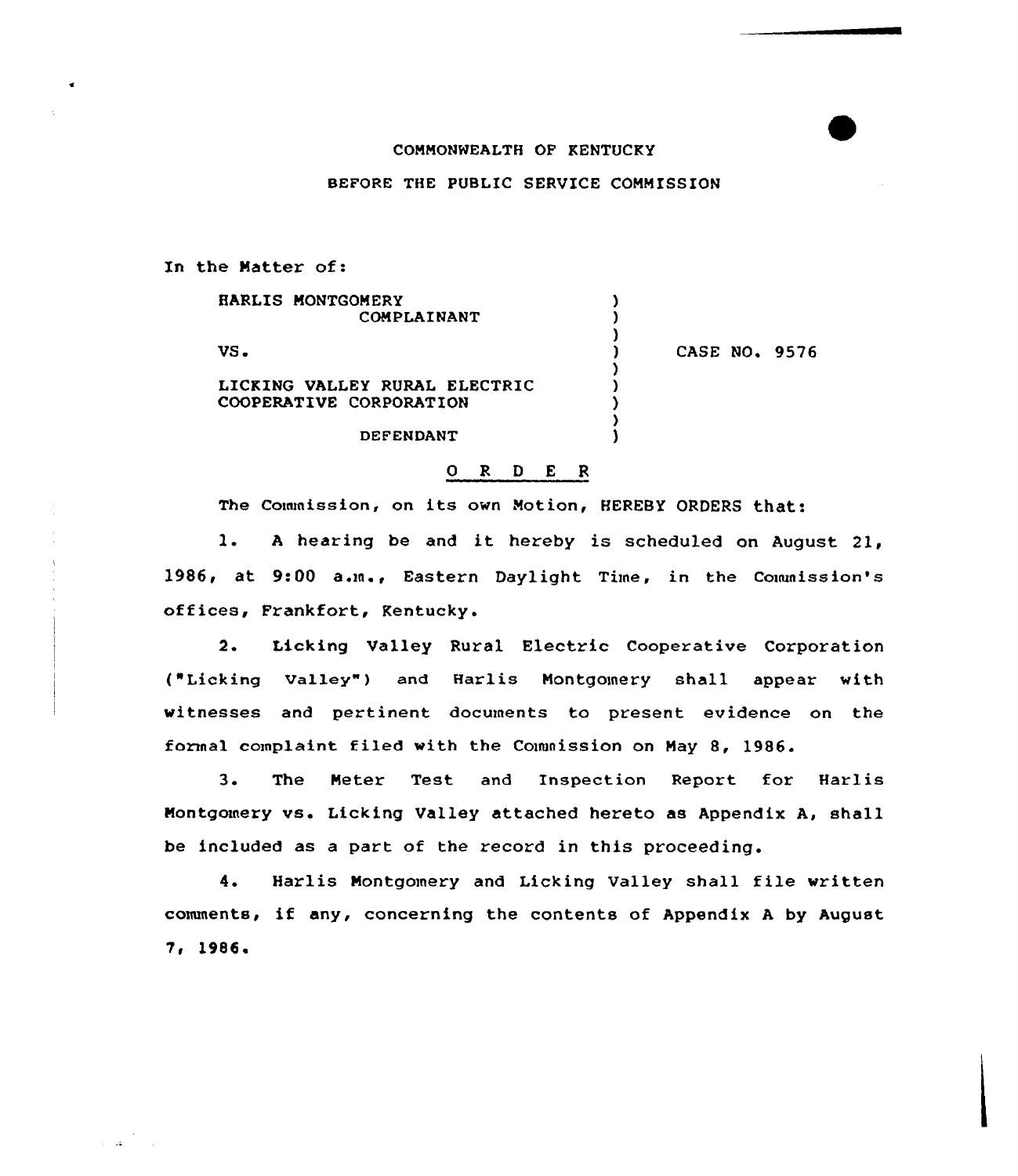COMMONWEALTH OF KENTUCKY

BEFORE THE PUBLIC SERVICE COMMISSION

In the Matter of:

| | | |
|---|---|---|
| HARLIS MONTGOMERY<br>COMPLAINANT | ) | |
| VS. | ) | CASE NO. 9576 |
| LICKING VALLEY RURAL ELECTRIC COOPERATIVE CORPORATION<br>DEFENDANT | ) | |

O R D E R

The Commission, on its own Motion, HEREBY ORDERS that:

1. A hearing be and it hereby is scheduled on August 21, 1986, at 9:00 a.m., Eastern Daylight Time, in the Commission's offices, Frankfort, Kentucky.

2. Licking Valley Rural Electric Cooperative Corporation ("Licking Valley") and Harlis Montgomery shall appear with witnesses and pertinent documents to present evidence on the formal complaint filed with the Commission on May 8, 1986.

3. The Meter Test and Inspection Report for Harlis Montgomery vs. Licking Valley attached hereto as Appendix A, shall be included as a part of the record in this proceeding.

4. Harlis Montgomery and Licking Valley shall file written comments, if any, concerning the contents of Appendix A by August 7, 1986.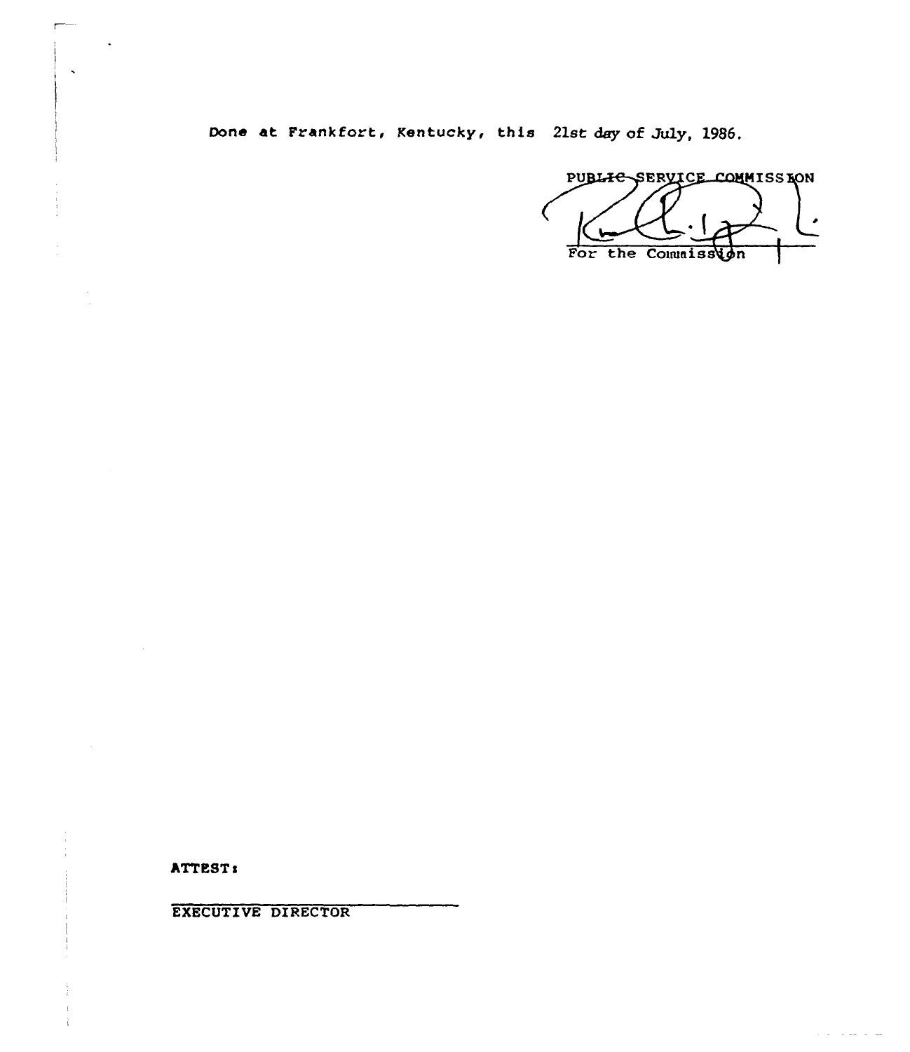Done at Frankfort, Kentucky, this 21st day of July, 1986.

PUBLIC SERVICE COMMISSION

For the Commission

ATTEST:

EXECUTIVE DIRECTOR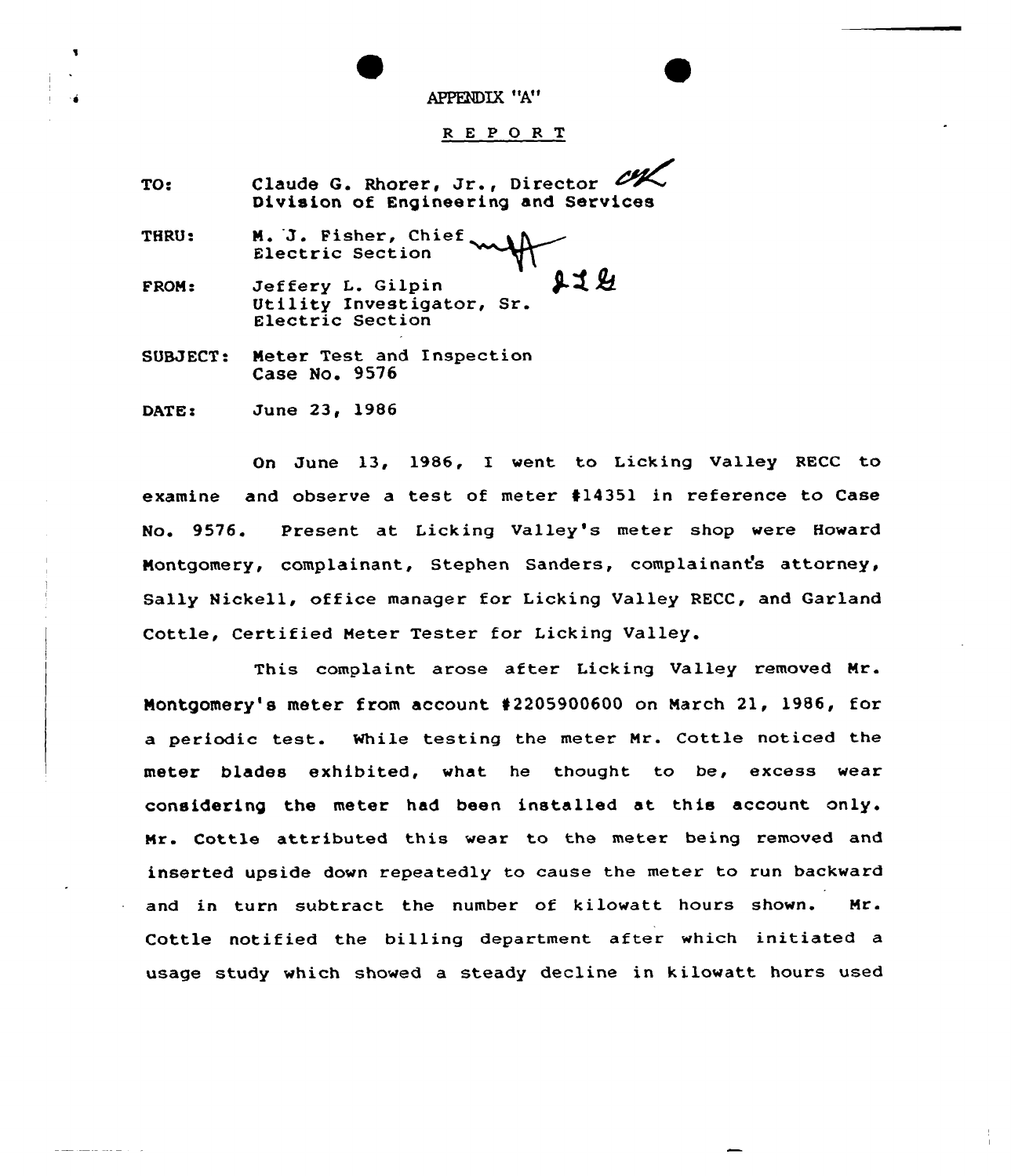APPENDIX "A"

R E P O R T

TO: Claude G. Rhorer, Jr., Director
Division of Engineering and Services

THRU: M. J. Fisher, Chief
Electric Section

FROM: Jeffery L. Gilpin
Utility Investigator, Sr.
Electric Section

SUBJECT: Meter Test and Inspection
Case No. 9576

DATE: June 23, 1986

On June 13, 1986, I went to Licking Valley RECC to examine and observe a test of meter #14351 in reference to Case No. 9576. Present at Licking Valley's meter shop were Howard Montgomery, complainant, Stephen Sanders, complainant's attorney, Sally Nickell, office manager for Licking Valley RECC, and Garland Cottle, Certified Meter Tester for Licking Valley.

This complaint arose after Licking Valley removed Mr. Montgomery's meter from account #2205900600 on March 21, 1986, for a periodic test. While testing the meter Mr. Cottle noticed the meter blades exhibited, what he thought to be, excess wear considering the meter had been installed at this account only. Mr. Cottle attributed this wear to the meter being removed and inserted upside down repeatedly to cause the meter to run backward and in turn subtract the number of kilowatt hours shown. Mr. Cottle notified the billing department after which initiated a usage study which showed a steady decline in kilowatt hours used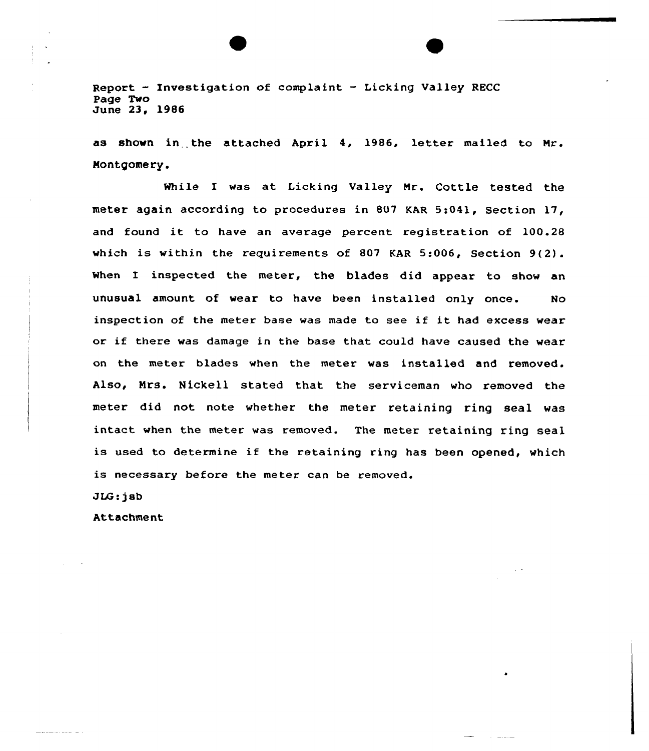as shown in the attached April 4, 1986, letter mailed to Mr. Montgomery.

While I was at Licking Valley Mr. Cottle tested the meter again according to procedures in 807 KAR 5:041, Section 17, and found it to have an average percent registration of 100.28 which is within the requirements of 807 KAR 5:006, Section 9(2). When I inspected the meter, the blades did appear to show an unusual amount of wear to have been installed only once. No inspection of the meter base was made to see if it had excess wear or if there was damage in the base that could have caused the wear on the meter blades when the meter was installed and removed. Also, Mrs. Nickell stated that the serviceman who removed the meter did not note whether the meter retaining ring seal was intact when the meter was removed. The meter retaining ring seal is used to determine if the retaining ring has been opened, which is necessary before the meter can be removed.

JLG:jsb

Attachment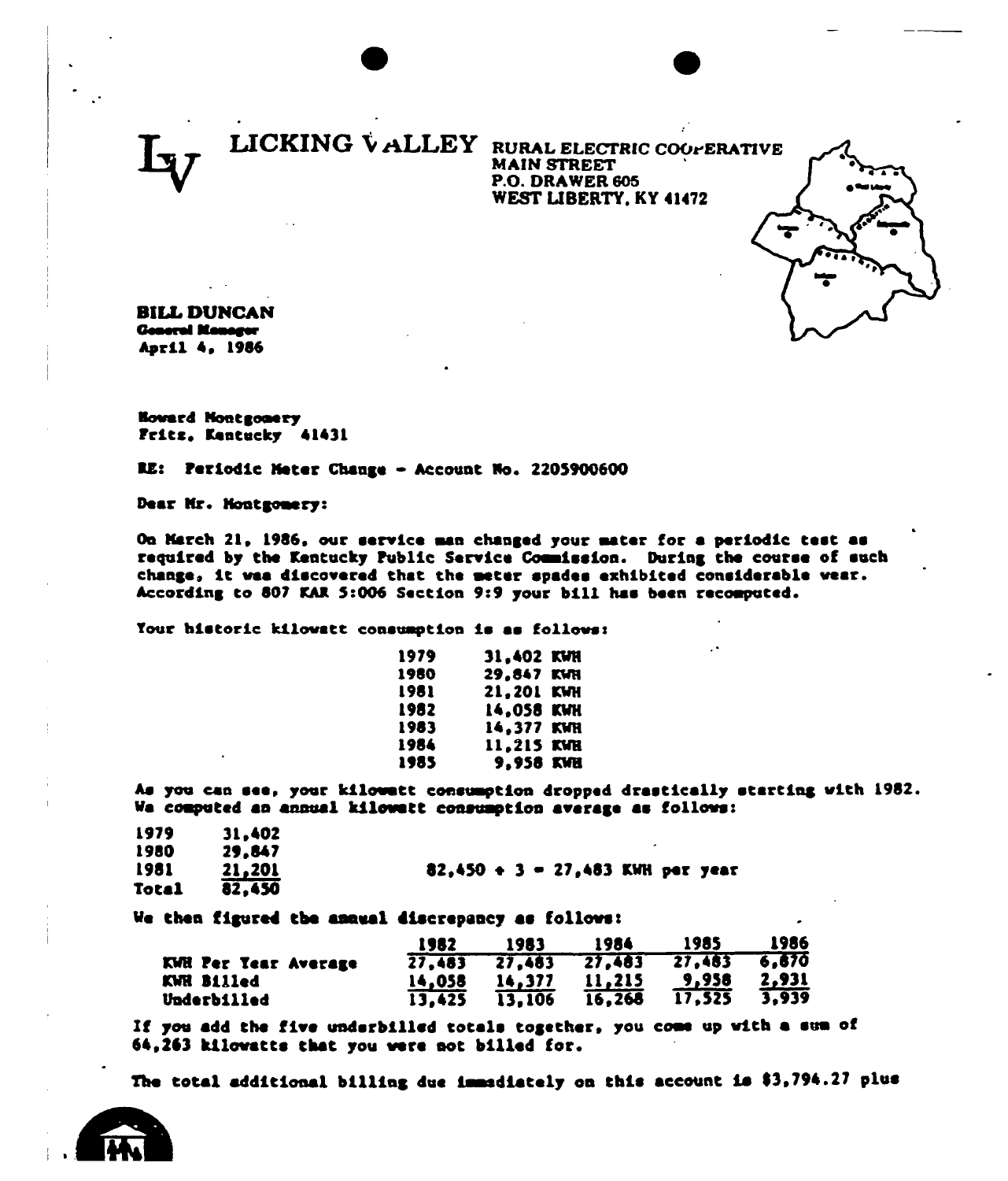# LICKING VALLEY RURAL ELECTRIC COOPERATIVE

MAIN STREET
P.O. DRAWER 605
WEST LIBERTY, KY 41472

**BILL DUNCAN**
**General Manager**
**April 4, 1986**

Howard Montgomery
Fritz, Kentucky 41431

RE: Periodic Meter Change - Account No. 2205900600

Dear Mr. Montgomery:

On March 21, 1986, our service man changed your meter for a periodic test as required by the Kentucky Public Service Commission. During the course of such change, it was discovered that the meter spades exhibited considerable wear. According to 807 KAR 5:006 Section 9:9 your bill has been recomputed.

Your historic kilowatt consumption is as follows:

| | |
|---|---|
| 1979 | 31,402 KWH |
| 1980 | 29,847 KWH |
| 1981 | 21,201 KWH |
| 1982 | 14,058 KWH |
| 1983 | 14,377 KWH |
| 1984 | 11,215 KWH |
| 1985 | 9,958 KWH |

As you can see, your kilowatt consumption dropped drastically starting with 1982. We computed an annual kilowatt consumption average as follows:

| | |
|---|---|
| 1979 | 31,402 |
| 1980 | 29,847 |
| 1981 | 21,201 |
| Total | 82,450 |

82,450 ÷ 3 = 27,483 KWH per year

We then figured the annual discrepancy as follows:

| | 1982 | 1983 | 1984 | 1985 | 1986 |
|---|---|---|---|---|---|
| KWH Per Year Average | 27,483 | 27,483 | 27,483 | 27,483 | 6,870 |
| KWH Billed | 14,058 | 14,377 | 11,215 | 9,958 | 2,931 |
| Underbilled | 13,425 | 13,106 | 16,268 | 17,525 | 3,939 |

If you add the five underbilled totals together, you come up with a sum of 64,263 kilowatts that you were not billed for.

The total additional billing due immediately on this account is $3,794.27 plus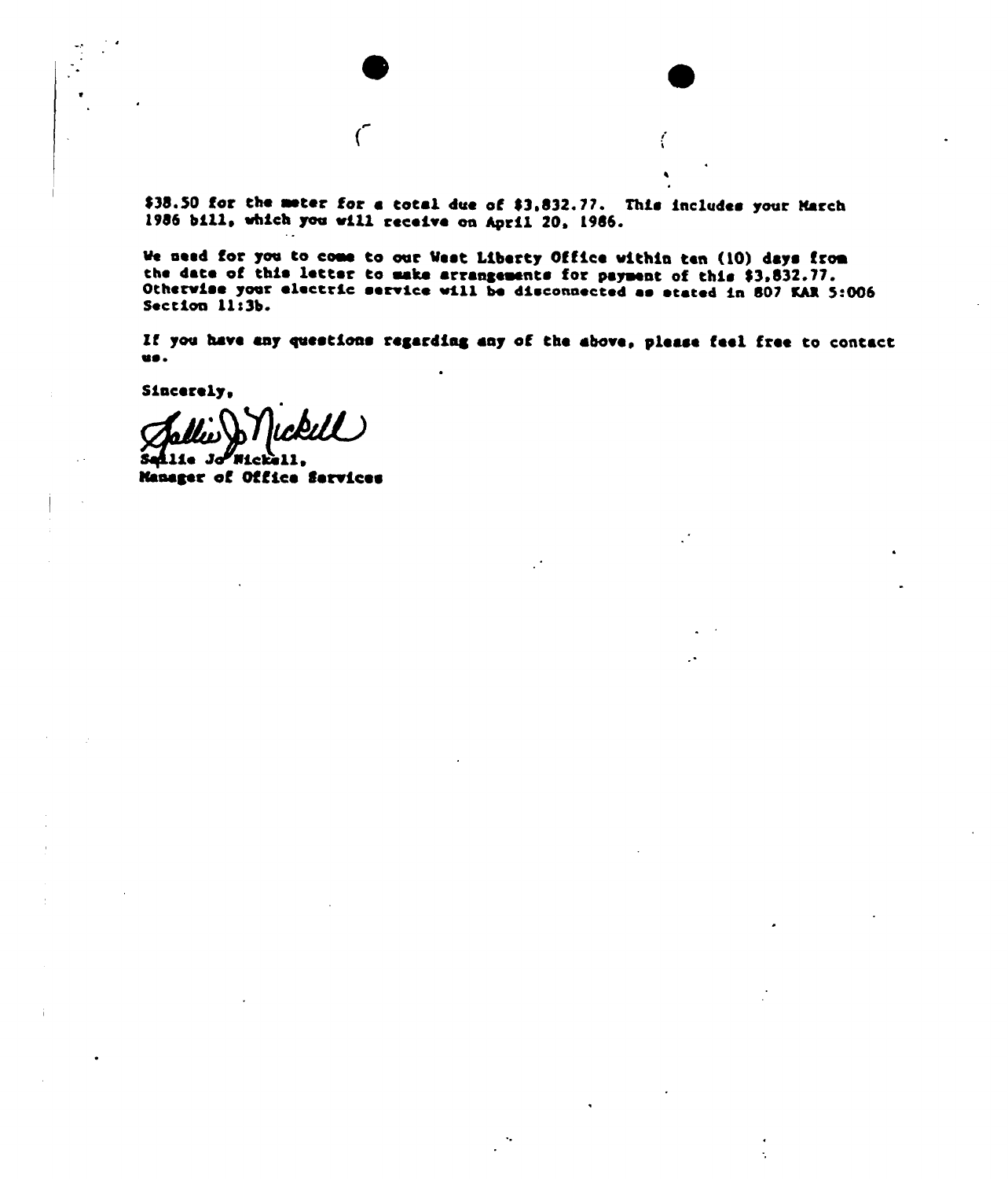$38.50 for the meter for a total due of $3,832.77. This includes your March 1986 bill, which you will receive on April 20, 1986.

We need for you to come to our West Liberty Office within ten (10) days from the date of this letter to make arrangements for payment of this $3,832.77. Otherwise your electric service will be disconnected as stated in 807 KAR 5:006 Section 11:3b.

If you have any questions regarding any of the above, please feel free to contact us.

Sincerely,

Sallie Jo Nickell,
Manager of Office Services